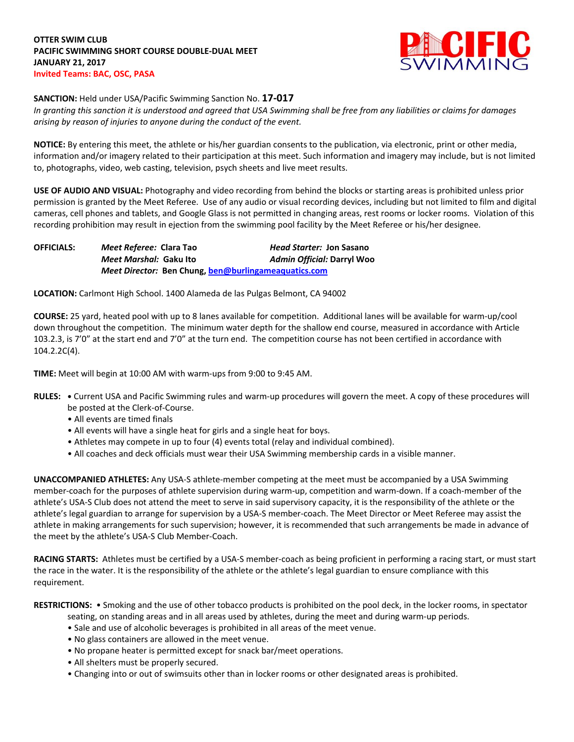**OTTER SWIM CLUB**
**PACIFIC SWIMMING SHORT COURSE DOUBLE-DUAL MEET**
**JANUARY 21, 2017**
**Invited Teams: BAC, OSC, PASA**

**SANCTION:** Held under USA/Pacific Swimming Sanction No. **17-017**
*In granting this sanction it is understood and agreed that USA Swimming shall be free from any liabilities or claims for damages arising by reason of injuries to anyone during the conduct of the event.*

**NOTICE:** By entering this meet, the athlete or his/her guardian consents to the publication, via electronic, print or other media, information and/or imagery related to their participation at this meet. Such information and imagery may include, but is not limited to, photographs, video, web casting, television, psych sheets and live meet results.

**USE OF AUDIO AND VISUAL:** Photography and video recording from behind the blocks or starting areas is prohibited unless prior permission is granted by the Meet Referee. Use of any audio or visual recording devices, including but not limited to film and digital cameras, cell phones and tablets, and Google Glass is not permitted in changing areas, rest rooms or locker rooms. Violation of this recording prohibition may result in ejection from the swimming pool facility by the Meet Referee or his/her designee.

**OFFICIALS:**
*Meet Referee:* **Clara Tao** *Head Starter:* **Jon Sasano**
*Meet Marshal:* **Gaku Ito** *Admin Official:* **Darryl Woo**
*Meet Director:* **Ben Chung, ben@burlingameaquatics.com**

**LOCATION:** Carlmont High School. 1400 Alameda de las Pulgas Belmont, CA 94002

**COURSE:** 25 yard, heated pool with up to 8 lanes available for competition. Additional lanes will be available for warm-up/cool down throughout the competition. The minimum water depth for the shallow end course, measured in accordance with Article 103.2.3, is 7'0" at the start end and 7'0" at the turn end. The competition course has not been certified in accordance with 104.2.2C(4).

**TIME:** Meet will begin at 10:00 AM with warm-ups from 9:00 to 9:45 AM.

**RULES:**
- Current USA and Pacific Swimming rules and warm-up procedures will govern the meet. A copy of these procedures will be posted at the Clerk-of-Course.
- All events are timed finals
- All events will have a single heat for girls and a single heat for boys.
- Athletes may compete in up to four (4) events total (relay and individual combined).
- All coaches and deck officials must wear their USA Swimming membership cards in a visible manner.

**UNACCOMPANIED ATHLETES:** Any USA-S athlete-member competing at the meet must be accompanied by a USA Swimming member-coach for the purposes of athlete supervision during warm-up, competition and warm-down. If a coach-member of the athlete's USA-S Club does not attend the meet to serve in said supervisory capacity, it is the responsibility of the athlete or the athlete's legal guardian to arrange for supervision by a USA-S member-coach. The Meet Director or Meet Referee may assist the athlete in making arrangements for such supervision; however, it is recommended that such arrangements be made in advance of the meet by the athlete's USA-S Club Member-Coach.

**RACING STARTS:** Athletes must be certified by a USA-S member-coach as being proficient in performing a racing start, or must start the race in the water. It is the responsibility of the athlete or the athlete's legal guardian to ensure compliance with this requirement.

**RESTRICTIONS:**
- Smoking and the use of other tobacco products is prohibited on the pool deck, in the locker rooms, in spectator seating, on standing areas and in all areas used by athletes, during the meet and during warm-up periods.
- Sale and use of alcoholic beverages is prohibited in all areas of the meet venue.
- No glass containers are allowed in the meet venue.
- No propane heater is permitted except for snack bar/meet operations.
- All shelters must be properly secured.
- Changing into or out of swimsuits other than in locker rooms or other designated areas is prohibited.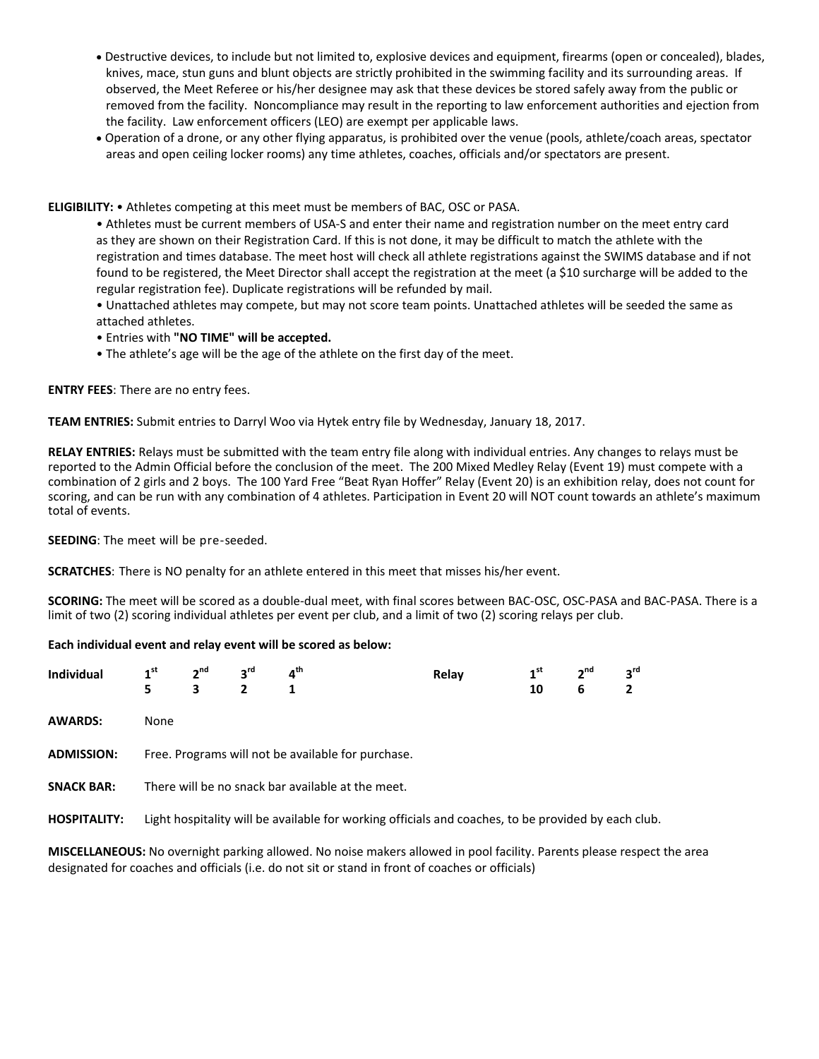- Destructive devices, to include but not limited to, explosive devices and equipment, firearms (open or concealed), blades, knives, mace, stun guns and blunt objects are strictly prohibited in the swimming facility and its surrounding areas. If observed, the Meet Referee or his/her designee may ask that these devices be stored safely away from the public or removed from the facility. Noncompliance may result in the reporting to law enforcement authorities and ejection from the facility. Law enforcement officers (LEO) are exempt per applicable laws.
- Operation of a drone, or any other flying apparatus, is prohibited over the venue (pools, athlete/coach areas, spectator areas and open ceiling locker rooms) any time athletes, coaches, officials and/or spectators are present.

**ELIGIBILITY:** • Athletes competing at this meet must be members of BAC, OSC or PASA.

- Athletes must be current members of USA-S and enter their name and registration number on the meet entry card as they are shown on their Registration Card. If this is not done, it may be difficult to match the athlete with the registration and times database. The meet host will check all athlete registrations against the SWIMS database and if not found to be registered, the Meet Director shall accept the registration at the meet (a $10 surcharge will be added to the regular registration fee). Duplicate registrations will be refunded by mail.
- Unattached athletes may compete, but may not score team points. Unattached athletes will be seeded the same as attached athletes.
- Entries with **"NO TIME" will be accepted.**
- The athlete's age will be the age of the athlete on the first day of the meet.

**ENTRY FEES**: There are no entry fees.

**TEAM ENTRIES:** Submit entries to Darryl Woo via Hytek entry file by Wednesday, January 18, 2017.

**RELAY ENTRIES:** Relays must be submitted with the team entry file along with individual entries. Any changes to relays must be reported to the Admin Official before the conclusion of the meet. The 200 Mixed Medley Relay (Event 19) must compete with a combination of 2 girls and 2 boys. The 100 Yard Free "Beat Ryan Hoffer" Relay (Event 20) is an exhibition relay, does not count for scoring, and can be run with any combination of 4 athletes. Participation in Event 20 will NOT count towards an athlete's maximum total of events.

**SEEDING**: The meet will be pre-seeded.

**SCRATCHES**: There is NO penalty for an athlete entered in this meet that misses his/her event.

**SCORING:** The meet will be scored as a double-dual meet, with final scores between BAC-OSC, OSC-PASA and BAC-PASA. There is a limit of two (2) scoring individual athletes per event per club, and a limit of two (2) scoring relays per club.

**Each individual event and relay event will be scored as below:**

| **Individual** | **1st** | **2nd** | **3rd** | **4th** |
|---|---|---|---|---|
| | **5** | **3** | **2** | **1** |

| **Relay** | **1st** | **2nd** | **3rd** |
|---|---|---|---|
| | **10** | **6** | **2** |

**AWARDS:** None

**ADMISSION:** Free. Programs will not be available for purchase.

**SNACK BAR:** There will be no snack bar available at the meet.

**HOSPITALITY:** Light hospitality will be available for working officials and coaches, to be provided by each club.

**MISCELLANEOUS:** No overnight parking allowed. No noise makers allowed in pool facility. Parents please respect the area designated for coaches and officials (i.e. do not sit or stand in front of coaches or officials)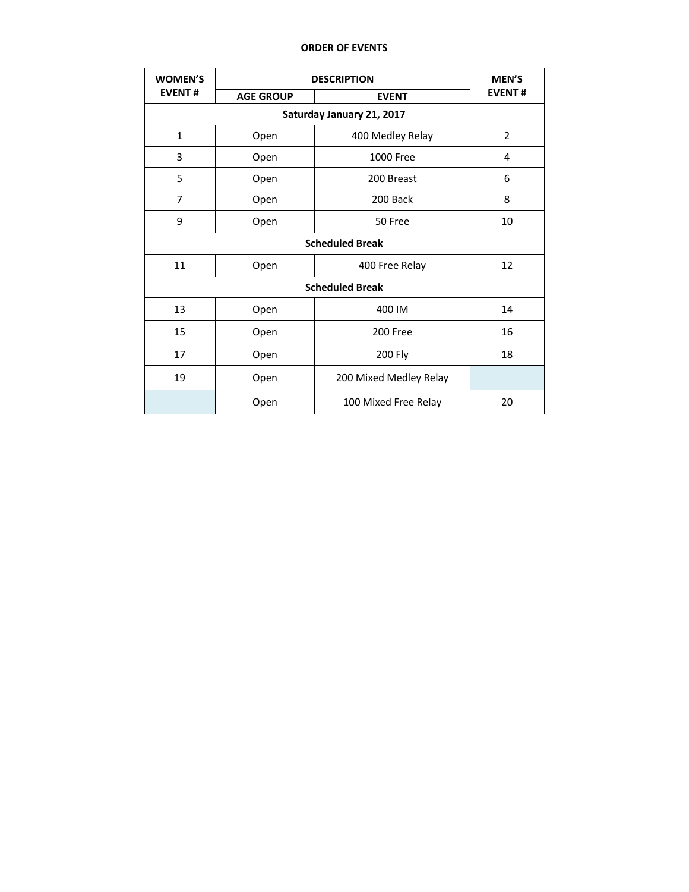**ORDER OF EVENTS**

| WOMEN'S EVENT # | DESCRIPTION | | MEN'S EVENT # |
|---|---|---|---|
| | AGE GROUP | EVENT | |
| **Saturday January 21, 2017** | | | |
| 1 | Open | 400 Medley Relay | 2 |
| 3 | Open | 1000 Free | 4 |
| 5 | Open | 200 Breast | 6 |
| 7 | Open | 200 Back | 8 |
| 9 | Open | 50 Free | 10 |
| **Scheduled Break** | | | |
| 11 | Open | 400 Free Relay | 12 |
| **Scheduled Break** | | | |
| 13 | Open | 400 IM | 14 |
| 15 | Open | 200 Free | 16 |
| 17 | Open | 200 Fly | 18 |
| 19 | Open | 200 Mixed Medley Relay | |
| | Open | 100 Mixed Free Relay | 20 |